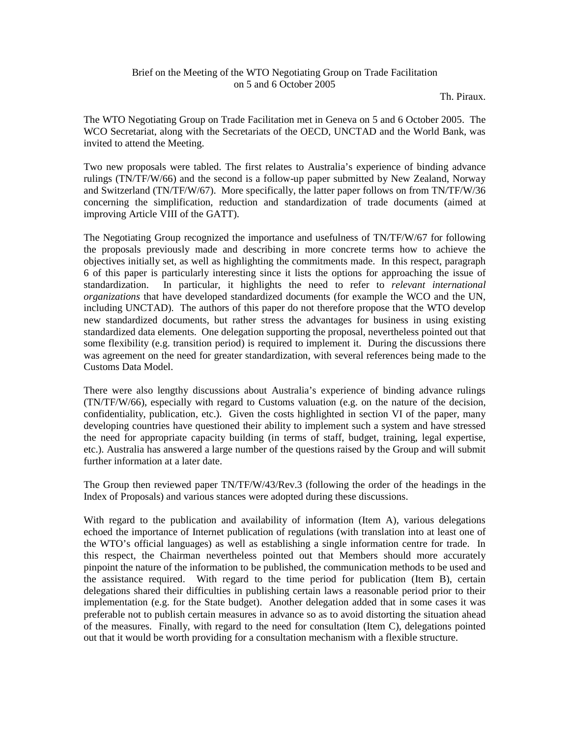# Brief on the Meeting of the WTO Negotiating Group on Trade Facilitation on 5 and 6 October 2005

Th. Piraux.

The WTO Negotiating Group on Trade Facilitation met in Geneva on 5 and 6 October 2005. The WCO Secretariat, along with the Secretariats of the OECD, UNCTAD and the World Bank, was invited to attend the Meeting.

Two new proposals were tabled. The first relates to Australia's experience of binding advance rulings (TN/TF/W/66) and the second is a follow-up paper submitted by New Zealand, Norway and Switzerland (TN/TF/W/67). More specifically, the latter paper follows on from TN/TF/W/36 concerning the simplification, reduction and standardization of trade documents (aimed at improving Article VIII of the GATT).

The Negotiating Group recognized the importance and usefulness of TN/TF/W/67 for following the proposals previously made and describing in more concrete terms how to achieve the objectives initially set, as well as highlighting the commitments made. In this respect, paragraph 6 of this paper is particularly interesting since it lists the options for approaching the issue of standardization. In particular, it highlights the need to refer to *relevant international organizations* that have developed standardized documents (for example the WCO and the UN, including UNCTAD). The authors of this paper do not therefore propose that the WTO develop new standardized documents, but rather stress the advantages for business in using existing standardized data elements. One delegation supporting the proposal, nevertheless pointed out that some flexibility (e.g. transition period) is required to implement it. During the discussions there was agreement on the need for greater standardization, with several references being made to the Customs Data Model.

There were also lengthy discussions about Australia's experience of binding advance rulings (TN/TF/W/66), especially with regard to Customs valuation (e.g. on the nature of the decision, confidentiality, publication, etc.). Given the costs highlighted in section VI of the paper, many developing countries have questioned their ability to implement such a system and have stressed the need for appropriate capacity building (in terms of staff, budget, training, legal expertise, etc.). Australia has answered a large number of the questions raised by the Group and will submit further information at a later date.

The Group then reviewed paper TN/TF/W/43/Rev.3 (following the order of the headings in the Index of Proposals) and various stances were adopted during these discussions.

With regard to the publication and availability of information (Item A), various delegations echoed the importance of Internet publication of regulations (with translation into at least one of the WTO's official languages) as well as establishing a single information centre for trade. In this respect, the Chairman nevertheless pointed out that Members should more accurately pinpoint the nature of the information to be published, the communication methods to be used and the assistance required. With regard to the time period for publication (Item B), certain delegations shared their difficulties in publishing certain laws a reasonable period prior to their implementation (e.g. for the State budget). Another delegation added that in some cases it was preferable not to publish certain measures in advance so as to avoid distorting the situation ahead of the measures. Finally, with regard to the need for consultation (Item C), delegations pointed out that it would be worth providing for a consultation mechanism with a flexible structure.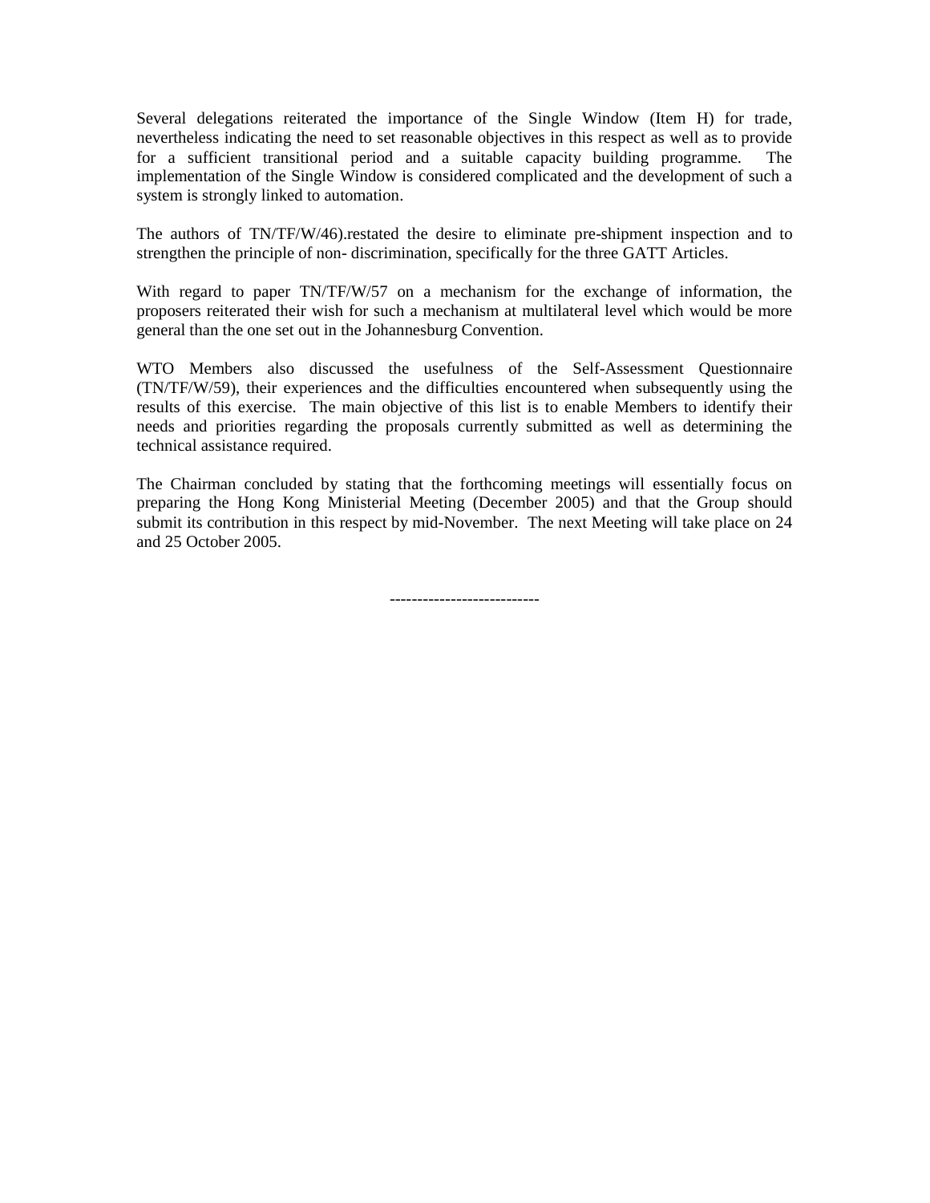Several delegations reiterated the importance of the Single Window (Item H) for trade, nevertheless indicating the need to set reasonable objectives in this respect as well as to provide for a sufficient transitional period and a suitable capacity building programme. The implementation of the Single Window is considered complicated and the development of such a system is strongly linked to automation.

The authors of TN/TF/W/46).restated the desire to eliminate pre-shipment inspection and to strengthen the principle of non- discrimination, specifically for the three GATT Articles.

With regard to paper TN/TF/W/57 on a mechanism for the exchange of information, the proposers reiterated their wish for such a mechanism at multilateral level which would be more general than the one set out in the Johannesburg Convention.

WTO Members also discussed the usefulness of the Self-Assessment Questionnaire (TN/TF/W/59), their experiences and the difficulties encountered when subsequently using the results of this exercise. The main objective of this list is to enable Members to identify their needs and priorities regarding the proposals currently submitted as well as determining the technical assistance required.

The Chairman concluded by stating that the forthcoming meetings will essentially focus on preparing the Hong Kong Ministerial Meeting (December 2005) and that the Group should submit its contribution in this respect by mid-November. The next Meeting will take place on 24 and 25 October 2005.

---------------------------